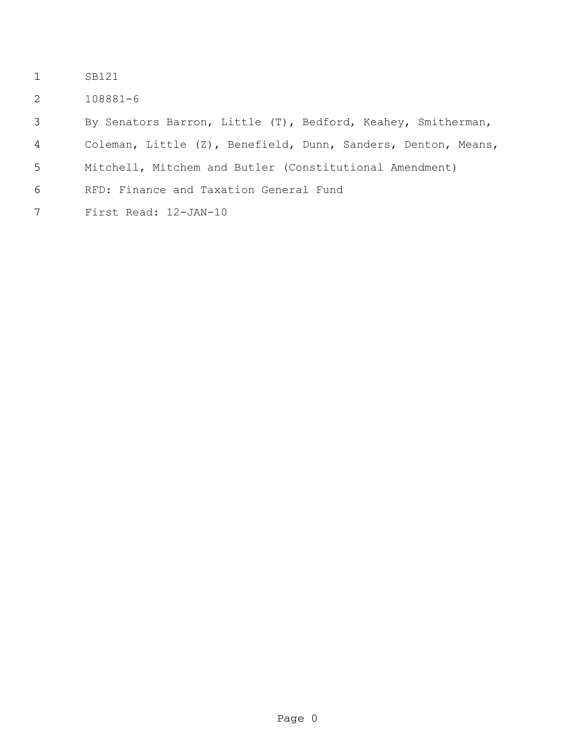SB121

108881-6

By Senators Barron, Little (T), Bedford, Keahey, Smitherman, Coleman, Little (Z), Benefield, Dunn, Sanders, Denton, Means, Mitchell, Mitchem and Butler (Constitutional Amendment)

RFD: Finance and Taxation General Fund

First Read: 12-JAN-10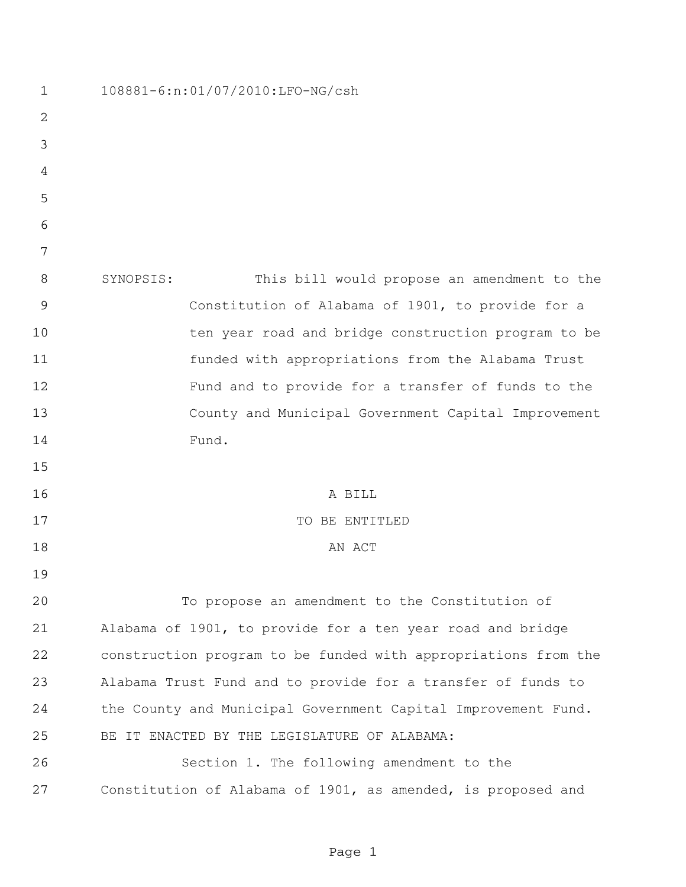108881-6:n:01/07/2010:LFO-NG/csh

SYNOPSIS: This bill would propose an amendment to the Constitution of Alabama of 1901, to provide for a ten year road and bridge construction program to be funded with appropriations from the Alabama Trust Fund and to provide for a transfer of funds to the County and Municipal Government Capital Improvement Fund.

A BILL
TO BE ENTITLED
AN ACT

To propose an amendment to the Constitution of Alabama of 1901, to provide for a ten year road and bridge construction program to be funded with appropriations from the Alabama Trust Fund and to provide for a transfer of funds to the County and Municipal Government Capital Improvement Fund.

BE IT ENACTED BY THE LEGISLATURE OF ALABAMA:

Section 1. The following amendment to the Constitution of Alabama of 1901, as amended, is proposed and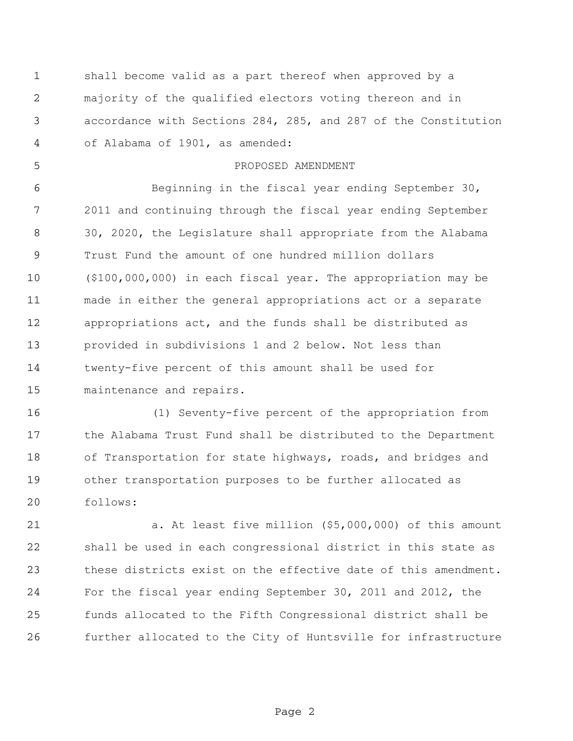shall become valid as a part thereof when approved by a majority of the qualified electors voting thereon and in accordance with Sections 284, 285, and 287 of the Constitution of Alabama of 1901, as amended:

PROPOSED AMENDMENT

Beginning in the fiscal year ending September 30, 2011 and continuing through the fiscal year ending September 30, 2020, the Legislature shall appropriate from the Alabama Trust Fund the amount of one hundred million dollars ($100,000,000) in each fiscal year. The appropriation may be made in either the general appropriations act or a separate appropriations act, and the funds shall be distributed as provided in subdivisions 1 and 2 below. Not less than twenty-five percent of this amount shall be used for maintenance and repairs.

(1) Seventy-five percent of the appropriation from the Alabama Trust Fund shall be distributed to the Department of Transportation for state highways, roads, and bridges and other transportation purposes to be further allocated as follows:

a. At least five million ($5,000,000) of this amount shall be used in each congressional district in this state as these districts exist on the effective date of this amendment. For the fiscal year ending September 30, 2011 and 2012, the funds allocated to the Fifth Congressional district shall be further allocated to the City of Huntsville for infrastructure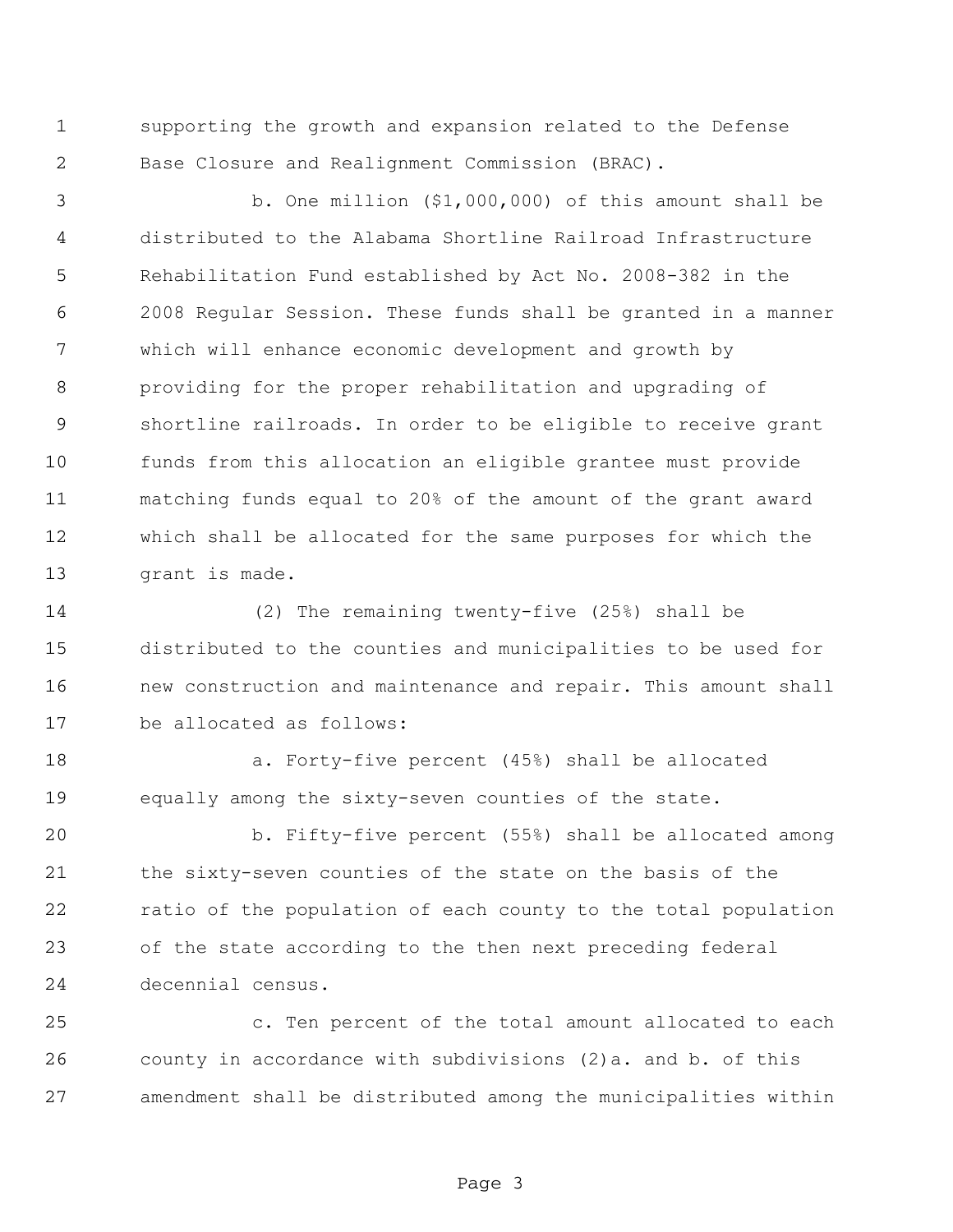supporting the growth and expansion related to the Defense Base Closure and Realignment Commission (BRAC).

b. One million ($1,000,000) of this amount shall be distributed to the Alabama Shortline Railroad Infrastructure Rehabilitation Fund established by Act No. 2008-382 in the 2008 Regular Session. These funds shall be granted in a manner which will enhance economic development and growth by providing for the proper rehabilitation and upgrading of shortline railroads. In order to be eligible to receive grant funds from this allocation an eligible grantee must provide matching funds equal to 20% of the amount of the grant award which shall be allocated for the same purposes for which the grant is made.

(2) The remaining twenty-five (25%) shall be distributed to the counties and municipalities to be used for new construction and maintenance and repair. This amount shall be allocated as follows:

a. Forty-five percent (45%) shall be allocated equally among the sixty-seven counties of the state.

b. Fifty-five percent (55%) shall be allocated among the sixty-seven counties of the state on the basis of the ratio of the population of each county to the total population of the state according to the then next preceding federal decennial census.

c. Ten percent of the total amount allocated to each county in accordance with subdivisions (2)a. and b. of this amendment shall be distributed among the municipalities within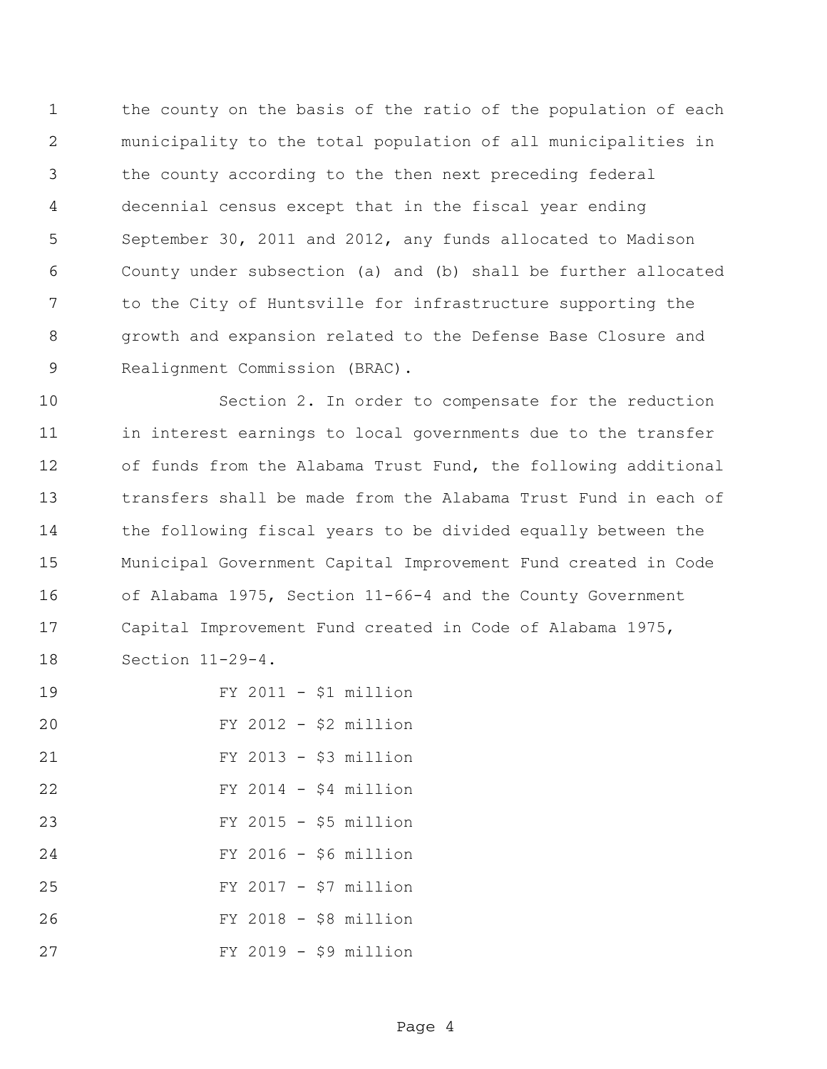the county on the basis of the ratio of the population of each municipality to the total population of all municipalities in the county according to the then next preceding federal decennial census except that in the fiscal year ending September 30, 2011 and 2012, any funds allocated to Madison County under subsection (a) and (b) shall be further allocated to the City of Huntsville for infrastructure supporting the growth and expansion related to the Defense Base Closure and Realignment Commission (BRAC).

Section 2. In order to compensate for the reduction in interest earnings to local governments due to the transfer of funds from the Alabama Trust Fund, the following additional transfers shall be made from the Alabama Trust Fund in each of the following fiscal years to be divided equally between the Municipal Government Capital Improvement Fund created in Code of Alabama 1975, Section 11-66-4 and the County Government Capital Improvement Fund created in Code of Alabama 1975, Section 11-29-4.

FY 2011 - $1 million

FY 2012 - $2 million

FY 2013 - $3 million

FY 2014 - $4 million

FY 2015 - $5 million

FY 2016 - $6 million

FY 2017 - $7 million

FY 2018 - $8 million

FY 2019 - $9 million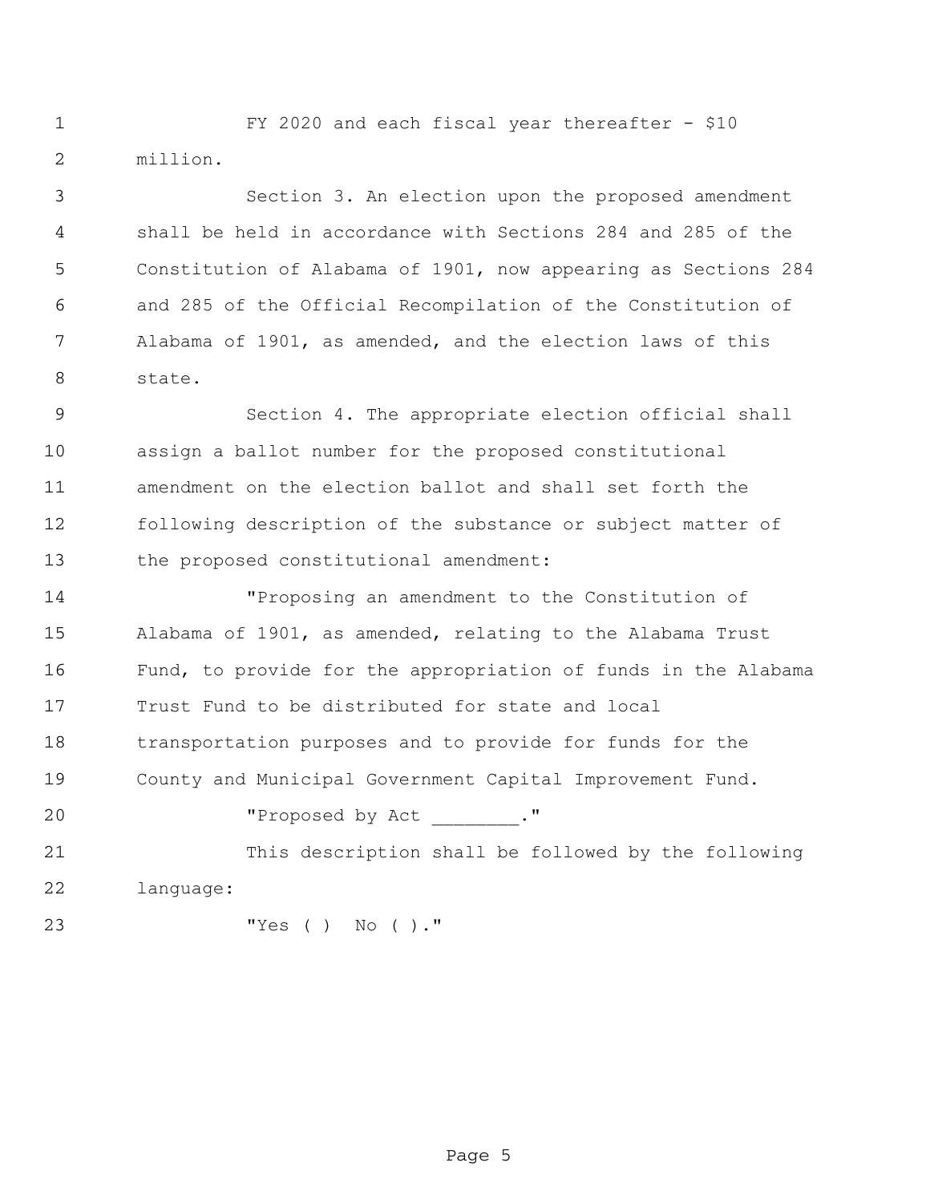FY 2020 and each fiscal year thereafter - $10 million.

Section 3. An election upon the proposed amendment shall be held in accordance with Sections 284 and 285 of the Constitution of Alabama of 1901, now appearing as Sections 284 and 285 of the Official Recompilation of the Constitution of Alabama of 1901, as amended, and the election laws of this state.

Section 4. The appropriate election official shall assign a ballot number for the proposed constitutional amendment on the election ballot and shall set forth the following description of the substance or subject matter of the proposed constitutional amendment:

"Proposing an amendment to the Constitution of Alabama of 1901, as amended, relating to the Alabama Trust Fund, to provide for the appropriation of funds in the Alabama Trust Fund to be distributed for state and local transportation purposes and to provide for funds for the County and Municipal Government Capital Improvement Fund.

"Proposed by Act ________."

This description shall be followed by the following language:

"Yes ( ) No ( )."